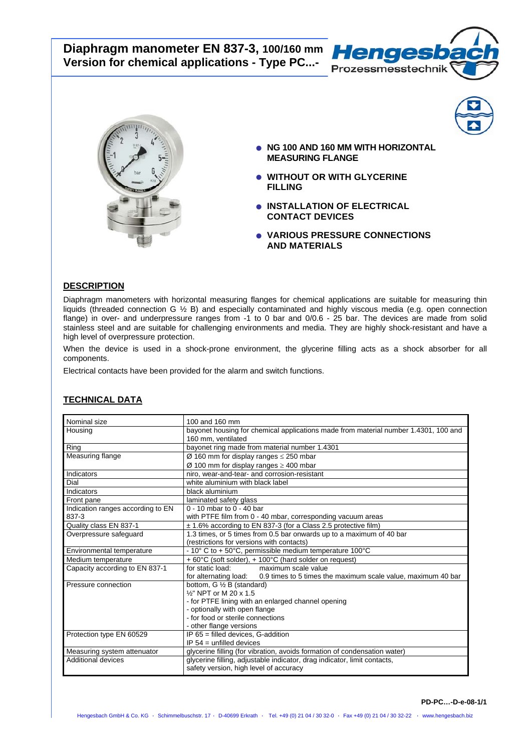# Diaphragm manometer EN 837-3, 100/160 mm
# Version for chemical applications - Type PC...-

- **NG 100 AND 160 MM WITH HORIZONTAL MEASURING FLANGE**
- **WITHOUT OR WITH GLYCERINE FILLING**
- **INSTALLATION OF ELECTRICAL CONTACT DEVICES**
- **VARIOUS PRESSURE CONNECTIONS AND MATERIALS**

## DESCRIPTION

Diaphragm manometers with horizontal measuring flanges for chemical applications are suitable for measuring thin liquids (threaded connection G ½ B) and especially contaminated and highly viscous media (e.g. open connection flange) in over- and underpressure ranges from -1 to 0 bar and 0/0.6 - 25 bar. The devices are made from solid stainless steel and are suitable for challenging environments and media. They are highly shock-resistant and have a high level of overpressure protection.

When the device is used in a shock-prone environment, the glycerine filling acts as a shock absorber for all components.

Electrical contacts have been provided for the alarm and switch functions.

## TECHNICAL DATA

| | |
|---|---|
| Nominal size | 100 and 160 mm |
| Housing | bayonet housing for chemical applications made from material number 1.4301, 100 and 160 mm, ventilated |
| Ring | bayonet ring made from material number 1.4301 |
| Measuring flange | Ø 160 mm for display ranges ≤ 250 mbar<br>Ø 100 mm for display ranges ≥ 400 mbar |
| Indicators | niro, wear-and-tear- and corrosion-resistant |
| Dial | white aluminium with black label |
| Indicators | black aluminium |
| Front pane | laminated safety glass |
| Indication ranges according to EN 837-3 | 0 - 10 mbar to 0 - 40 bar<br>with PTFE film from 0 - 40 mbar, corresponding vacuum areas |
| Quality class EN 837-1 | ± 1.6% according to EN 837-3 (for a Class 2.5 protective film) |
| Overpressure safeguard | 1.3 times, or 5 times from 0.5 bar onwards up to a maximum of 40 bar<br>(restrictions for versions with contacts) |
| Environmental temperature | - 10° C to + 50°C, permissible medium temperature 100°C |
| Medium temperature | + 60°C (soft solder), + 100°C (hard solder on request) |
| Capacity according to EN 837-1 | for static load: maximum scale value<br>for alternating load: 0.9 times to 5 times the maximum scale value, maximum 40 bar |
| Pressure connection | bottom, G ½ B (standard)<br>½" NPT or M 20 x 1.5<br>- for PTFE lining with an enlarged channel opening<br>- optionally with open flange<br>- for food or sterile connections<br>- other flange versions |
| Protection type EN 60529 | IP 65 = filled devices, G-addition<br>IP 54 = unfilled devices |
| Measuring system attenuator | glycerine filling (for vibration, avoids formation of condensation water) |
| Additional devices | glycerine filling, adjustable indicator, drag indicator, limit contacts, safety version, high level of accuracy |

PD-PC…-D-e-08-1/1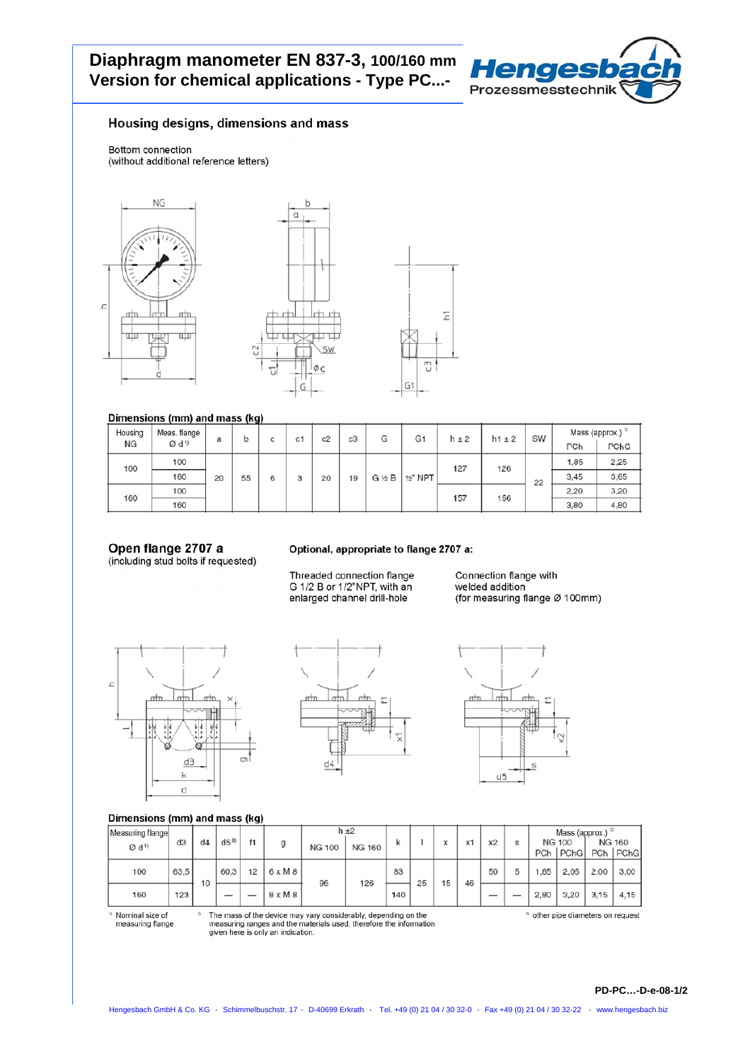# Diaphragm manometer EN 837-3, 100/160 mm
# Version for chemical applications - Type PC...-

## Housing designs, dimensions and mass

Bottom connection
(without additional reference letters)

**Dimensions (mm) and mass (kg)**

| Housing NG | Meas. flange Ø d[1] | a | b | c | c1 | c2 | c3 | G | G1 | h ± 2 | h1 ± 2 | SW | Mass (approx.)[2] PCh | Mass (approx.)[2] PChC |
|---|---|---|---|---|---|---|---|---|---|---|---|---|---|---|
| 100 | 100 | 20 | 55 | 6 | 3 | 20 | 19 | G ½ B | ½" NPT | 127 | 126 | 22 | 1,85 | 2,25 |
| | 160 | | | | | | | | | | | | 3,45 | 3,65 |
| 160 | 100 | | | | | | | | | 157 | 156 | | 2,20 | 3,20 |
| | 160 | | | | | | | | | | | | 3,80 | 4,80 |

### Open flange 2707 a
(including stud bolts if requested)

**Optional, appropriate to flange 2707 a:**

Threaded connection flange G 1/2 B or 1/2"NPT, with an enlarged channel drill-hole

Connection flange with welded addition (for measuring flange Ø 100mm)

**Dimensions (mm) and mass (kg)**

| Measuring flange Ø d[1] | d3 | d4 | d5[3] | f1 | g | h ±2 NG 100 | h ±2 NG 160 | k | l | x | x1 | x2 | s | Mass (approx.)[2] NG 100 PCh | NG 100 PChC | NG 160 PCh | NG 160 PChC |
|---|---|---|---|---|---|---|---|---|---|---|---|---|---|---|---|---|---|
| 100 | 63,5 | 10 | 60,3 | 12 | 6 x M 8 | 96 | 126 | 83 | 25 | 15 | 46 | 50 | 5 | 1,65 | 2,05 | 2,00 | 3,00 |
| 160 | 123 | | — | — | 8 x M 8 | | | 140 | | | | — | — | 2,80 | 3,20 | 3,15 | 4,15 |

[1] Nominal size of measuring flange

[2] The mass of the device may vary considerably, depending on the measuring ranges and the materials used, therefore the information given here is only an indication.

[3] other pipe diameters on request

PD-PC…-D-e-08-1/2

Hengesbach GmbH & Co. KG · Schimmelbuschstr. 17 · D-40699 Erkrath · Tel. +49 (0) 21 04 / 30 32-0 · Fax +49 (0) 21 04 / 30 32-22 · www.hengesbach.biz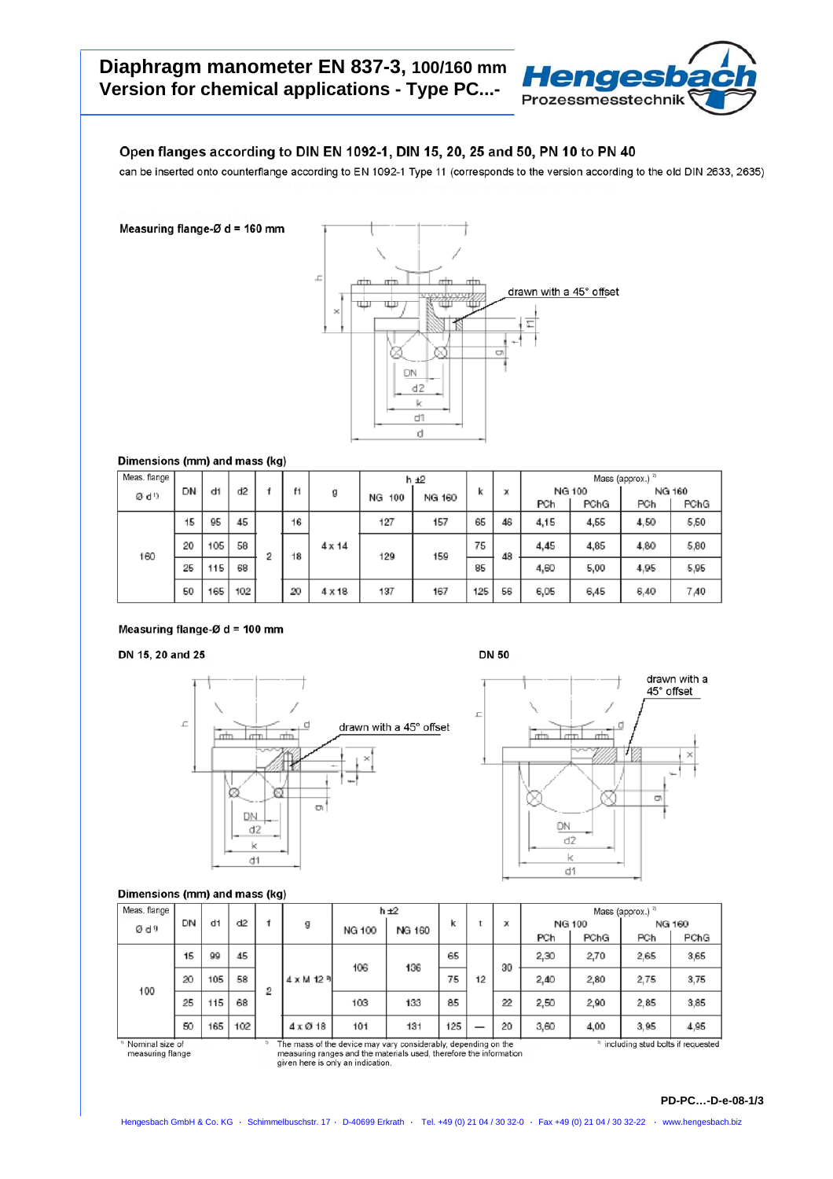# Diaphragm manometer EN 837-3, 100/160 mm
# Version for chemical applications - Type PC...-

## Open flanges according to DIN EN 1092-1, DIN 15, 20, 25 and 50, PN 10 to PN 40

can be inserted onto counterflange according to EN 1092-1 Type 11 (corresponds to the version according to the old DIN 2633, 2635)

**Measuring flange-Ø d = 160 mm**

drawn with a 45° offset

**Dimensions (mm) and mass (kg)**

| Meas. flange Ø d [1] | DN | d1 | d2 | f | f1 | g | h ±2 | | k | x | Mass (approx.) [2] | | | |
|---|---|---|---|---|---|---|---|---|---|---|---|---|---|---|
| | | | | | | | NG 100 | NG 160 | | | NG 100 PCh | NG 100 PChG | NG 160 PCh | NG 160 PChG |
| 160 | 15 | 95 | 45 | 2 | 16 | 4 x 14 | 127 | 157 | 65 | 46 | 4,15 | 4,55 | 4,50 | 5,50 |
| | 20 | 105 | 58 | | 18 | | 129 | 159 | 75 | 48 | 4,45 | 4,85 | 4,80 | 5,80 |
| | 25 | 115 | 68 | | | | | | 85 | | 4,60 | 5,00 | 4,95 | 5,95 |
| | 50 | 165 | 102 | | 20 | 4 x 18 | 137 | 167 | 125 | 56 | 6,05 | 6,45 | 6,40 | 7,40 |

**Measuring flange-Ø d = 100 mm**

**DN 15, 20 and 25**

drawn with a 45° offset

**DN 50**

drawn with a 45° offset

**Dimensions (mm) and mass (kg)**

| Meas. flange Ø d [1] | DN | d1 | d2 | f | g | h ±2 | | k | t | x | Mass (approx.) [2] | | | |
|---|---|---|---|---|---|---|---|---|---|---|---|---|---|---|
| | | | | | | NG 100 | NG 160 | | | | NG 100 PCh | NG 100 PChG | NG 160 PCh | NG 160 PChG |
| 100 | 15 | 99 | 45 | 2 | 4 x M 12 [3] | 106 | 136 | 65 | 12 | 30 | 2,30 | 2,70 | 2,65 | 3,65 |
| | 20 | 105 | 58 | | | | | 75 | | | 2,40 | 2,80 | 2,75 | 3,75 |
| | 25 | 115 | 68 | | | 103 | 133 | 85 | | 22 | 2,50 | 2,90 | 2,85 | 3,85 |
| | 50 | 165 | 102 | | 4 x Ø 18 | 101 | 131 | 125 | — | 20 | 3,60 | 4,00 | 3,95 | 4,95 |

[1] Nominal size of measuring flange

[2] The mass of the device may vary considerably, depending on the measuring ranges and the materials used, therefore the information given here is only an indication.

[3] including stud bolts if requested

PD-PC...-D-e-08-1/3

Hengesbach GmbH & Co. KG · Schimmelbuschstr. 17 · D-40699 Erkrath · Tel. +49 (0) 21 04 / 30 32-0 · Fax +49 (0) 21 04 / 30 32-22 · www.hengesbach.biz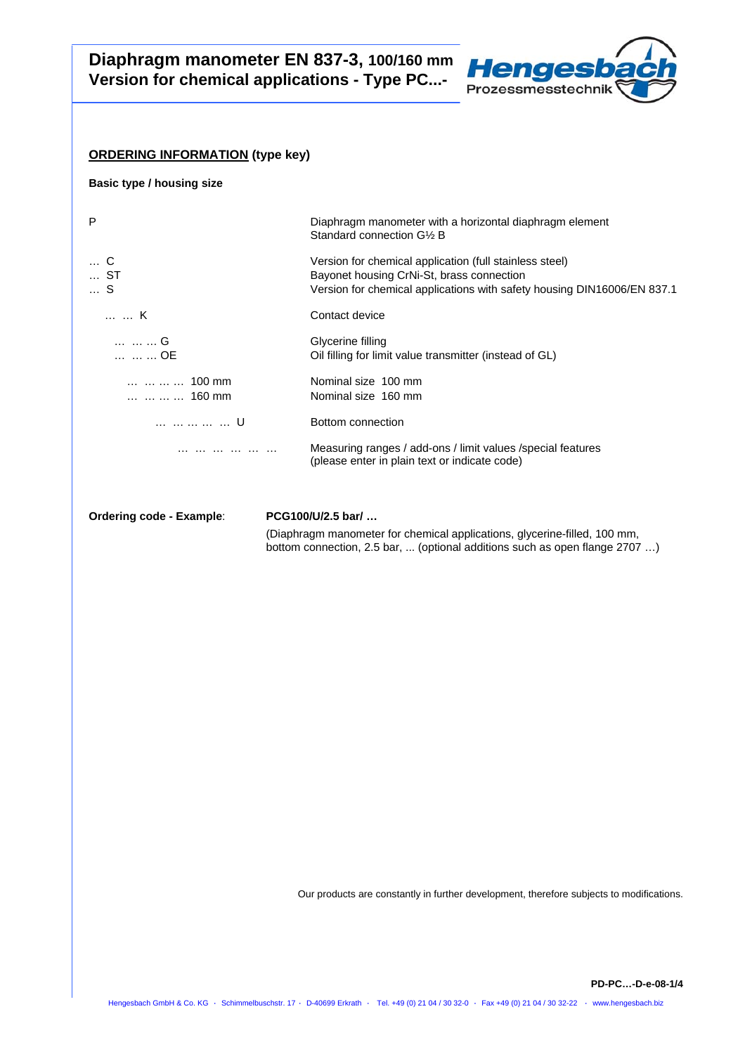# Diaphragm manometer EN 837-3, 100/160 mm
# Version for chemical applications - Type PC...-

Hengesbach Prozessmesstechnik

## ORDERING INFORMATION (type key)

**Basic type / housing size**

| Code | Description |
|---|---|
| P | Diaphragm manometer with a horizontal diaphragm element<br>Standard connection G½ B |
| … C<br>… ST<br>… S | Version for chemical application (full stainless steel)<br>Bayonet housing CrNi-St, brass connection<br>Version for chemical applications with safety housing DIN16006/EN 837.1 |
| … … K | Contact device |
| … … … G<br>… … … OE | Glycerine filling<br>Oil filling for limit value transmitter (instead of GL) |
| … … … … 100 mm<br>… … … … 160 mm | Nominal size 100 mm<br>Nominal size 160 mm |
| … … … … … U | Bottom connection |
| … … … … … … | Measuring ranges / add-ons / limit values /special features<br>(please enter in plain text or indicate code) |

**Ordering code - Example**: **PCG100/U/2.5 bar/ …**

(Diaphragm manometer for chemical applications, glycerine-filled, 100 mm, bottom connection, 2.5 bar, ... (optional additions such as open flange 2707 …)

Our products are constantly in further development, therefore subjects to modifications.

**PD-PC…-D-e-08-1/4**